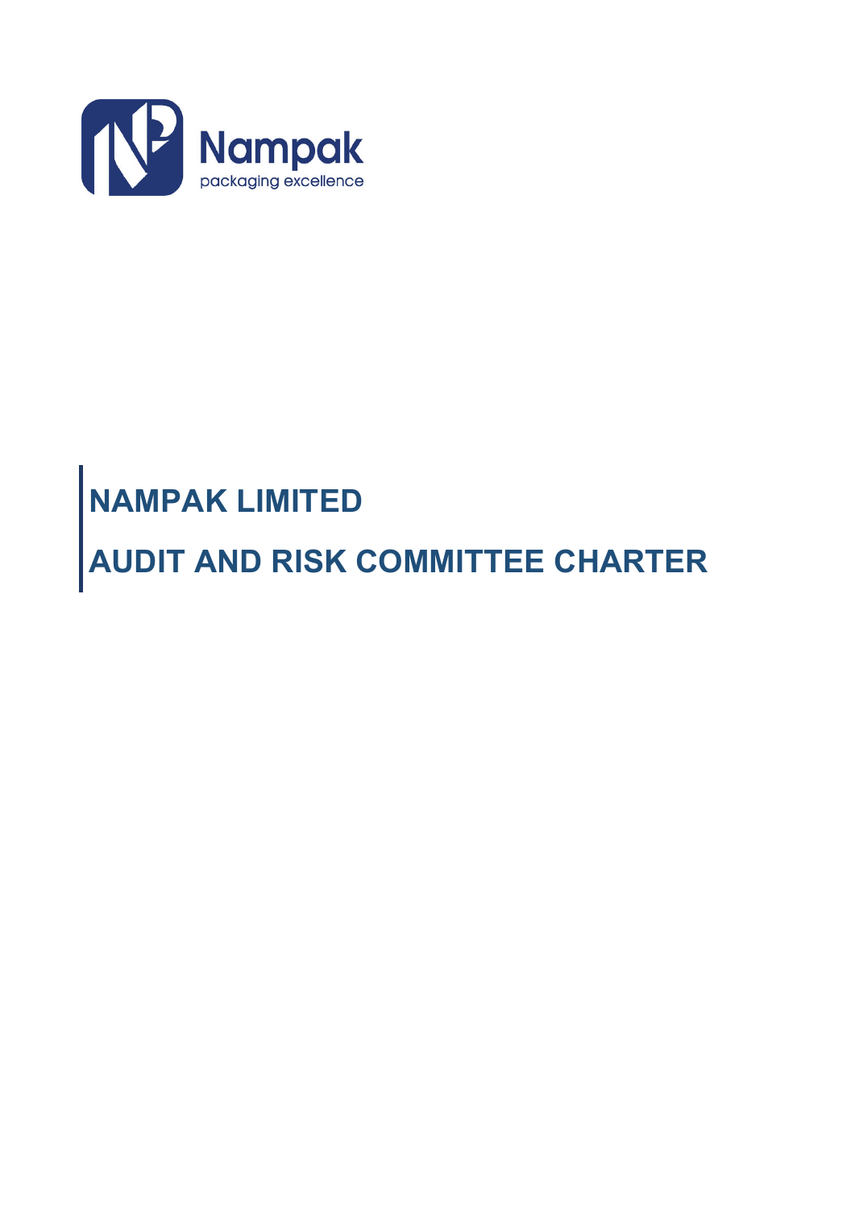Nampak

packaging excellence

# NAMPAK LIMITED

# AUDIT AND RISK COMMITTEE CHARTER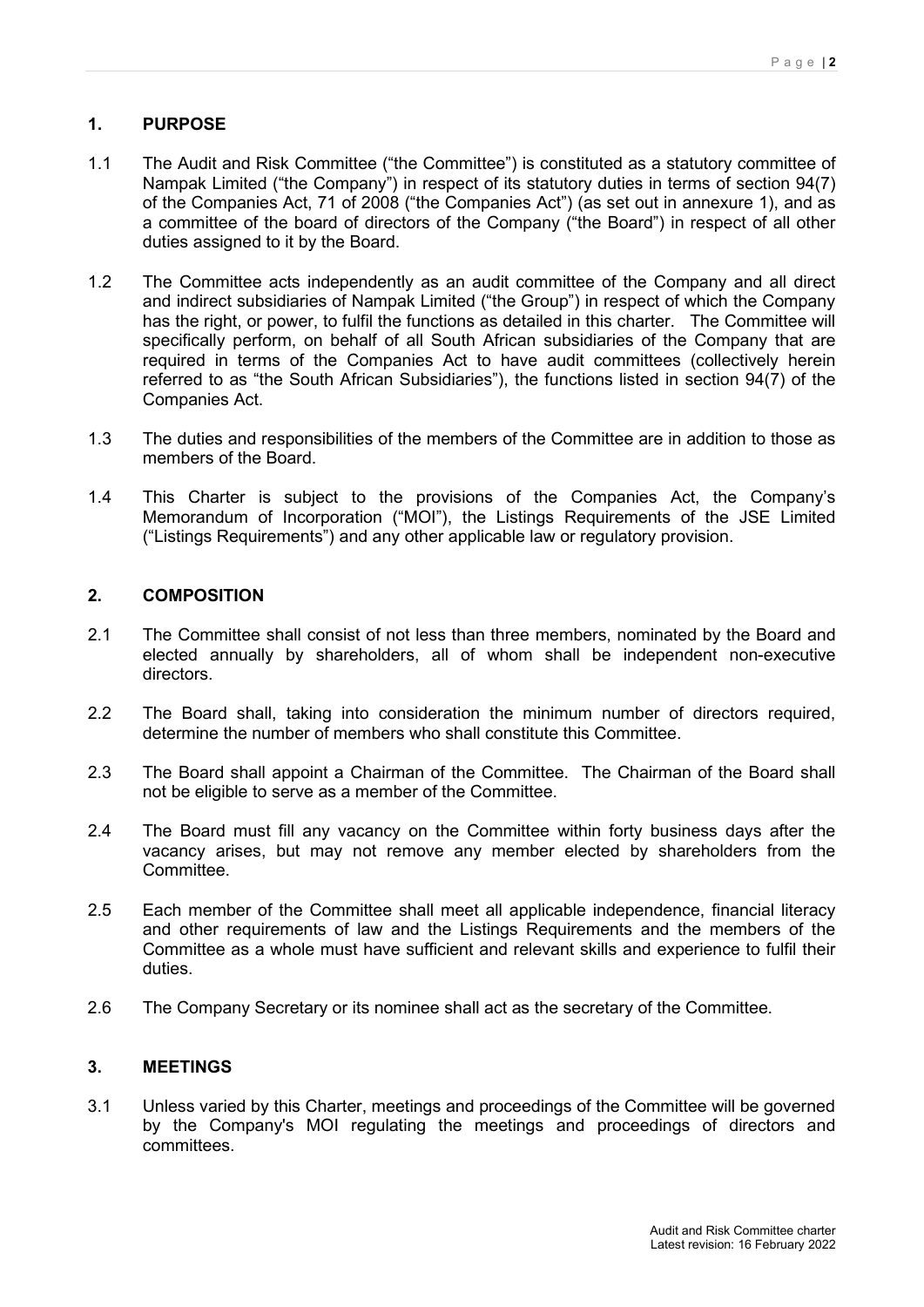## 1. PURPOSE

1.1 The Audit and Risk Committee ("the Committee") is constituted as a statutory committee of Nampak Limited ("the Company") in respect of its statutory duties in terms of section 94(7) of the Companies Act, 71 of 2008 ("the Companies Act") (as set out in annexure 1), and as a committee of the board of directors of the Company ("the Board") in respect of all other duties assigned to it by the Board.

1.2 The Committee acts independently as an audit committee of the Company and all direct and indirect subsidiaries of Nampak Limited ("the Group") in respect of which the Company has the right, or power, to fulfil the functions as detailed in this charter. The Committee will specifically perform, on behalf of all South African subsidiaries of the Company that are required in terms of the Companies Act to have audit committees (collectively herein referred to as "the South African Subsidiaries"), the functions listed in section 94(7) of the Companies Act.

1.3 The duties and responsibilities of the members of the Committee are in addition to those as members of the Board.

1.4 This Charter is subject to the provisions of the Companies Act, the Company's Memorandum of Incorporation ("MOI"), the Listings Requirements of the JSE Limited ("Listings Requirements") and any other applicable law or regulatory provision.

## 2. COMPOSITION

2.1 The Committee shall consist of not less than three members, nominated by the Board and elected annually by shareholders, all of whom shall be independent non-executive directors.

2.2 The Board shall, taking into consideration the minimum number of directors required, determine the number of members who shall constitute this Committee.

2.3 The Board shall appoint a Chairman of the Committee. The Chairman of the Board shall not be eligible to serve as a member of the Committee.

2.4 The Board must fill any vacancy on the Committee within forty business days after the vacancy arises, but may not remove any member elected by shareholders from the Committee.

2.5 Each member of the Committee shall meet all applicable independence, financial literacy and other requirements of law and the Listings Requirements and the members of the Committee as a whole must have sufficient and relevant skills and experience to fulfil their duties.

2.6 The Company Secretary or its nominee shall act as the secretary of the Committee.

## 3. MEETINGS

3.1 Unless varied by this Charter, meetings and proceedings of the Committee will be governed by the Company's MOI regulating the meetings and proceedings of directors and committees.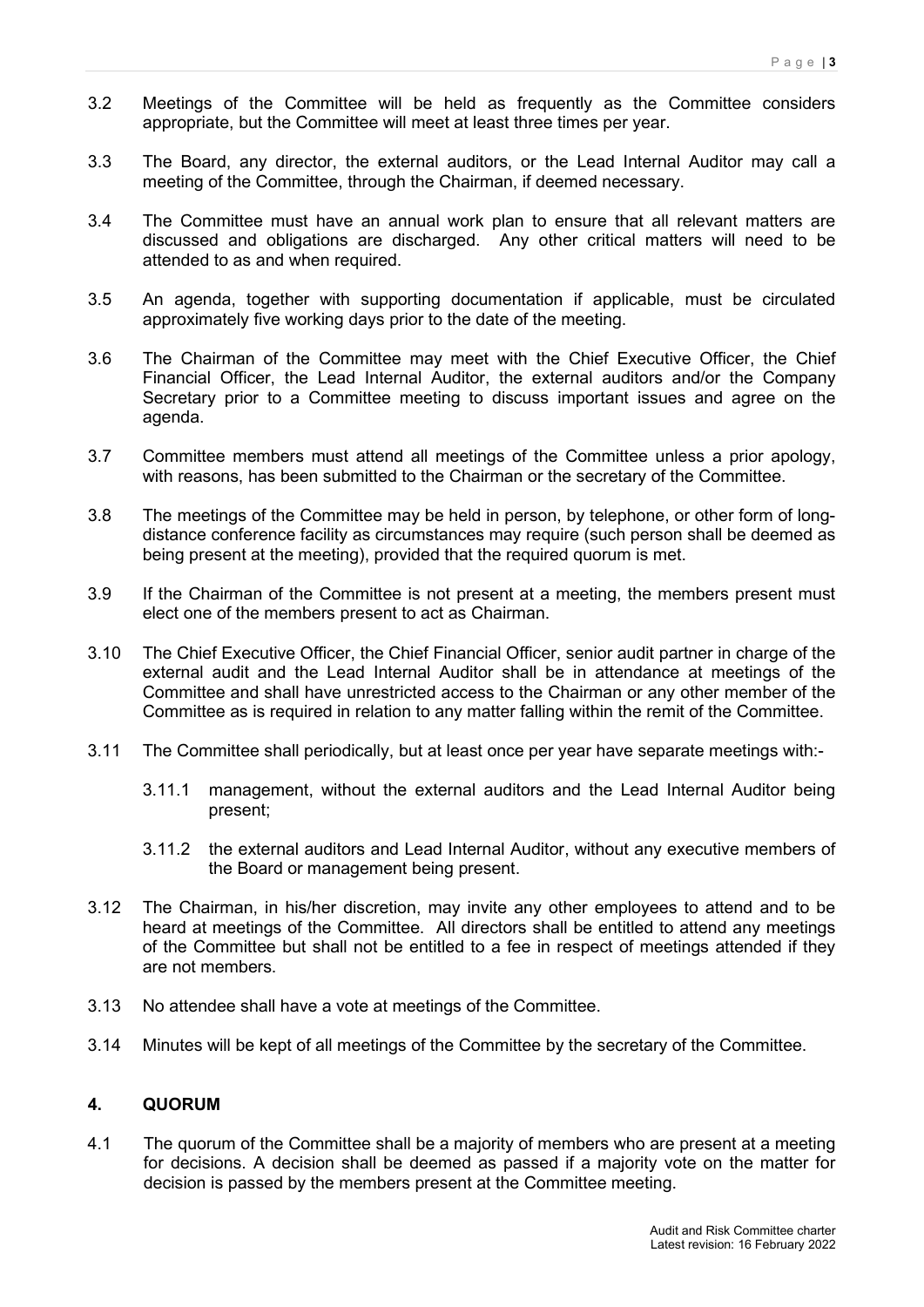3.2 Meetings of the Committee will be held as frequently as the Committee considers appropriate, but the Committee will meet at least three times per year.

3.3 The Board, any director, the external auditors, or the Lead Internal Auditor may call a meeting of the Committee, through the Chairman, if deemed necessary.

3.4 The Committee must have an annual work plan to ensure that all relevant matters are discussed and obligations are discharged. Any other critical matters will need to be attended to as and when required.

3.5 An agenda, together with supporting documentation if applicable, must be circulated approximately five working days prior to the date of the meeting.

3.6 The Chairman of the Committee may meet with the Chief Executive Officer, the Chief Financial Officer, the Lead Internal Auditor, the external auditors and/or the Company Secretary prior to a Committee meeting to discuss important issues and agree on the agenda.

3.7 Committee members must attend all meetings of the Committee unless a prior apology, with reasons, has been submitted to the Chairman or the secretary of the Committee.

3.8 The meetings of the Committee may be held in person, by telephone, or other form of long-distance conference facility as circumstances may require (such person shall be deemed as being present at the meeting), provided that the required quorum is met.

3.9 If the Chairman of the Committee is not present at a meeting, the members present must elect one of the members present to act as Chairman.

3.10 The Chief Executive Officer, the Chief Financial Officer, senior audit partner in charge of the external audit and the Lead Internal Auditor shall be in attendance at meetings of the Committee and shall have unrestricted access to the Chairman or any other member of the Committee as is required in relation to any matter falling within the remit of the Committee.

3.11 The Committee shall periodically, but at least once per year have separate meetings with:-

3.11.1 management, without the external auditors and the Lead Internal Auditor being present;

3.11.2 the external auditors and Lead Internal Auditor, without any executive members of the Board or management being present.

3.12 The Chairman, in his/her discretion, may invite any other employees to attend and to be heard at meetings of the Committee. All directors shall be entitled to attend any meetings of the Committee but shall not be entitled to a fee in respect of meetings attended if they are not members.

3.13 No attendee shall have a vote at meetings of the Committee.

3.14 Minutes will be kept of all meetings of the Committee by the secretary of the Committee.

## 4. QUORUM

4.1 The quorum of the Committee shall be a majority of members who are present at a meeting for decisions. A decision shall be deemed as passed if a majority vote on the matter for decision is passed by the members present at the Committee meeting.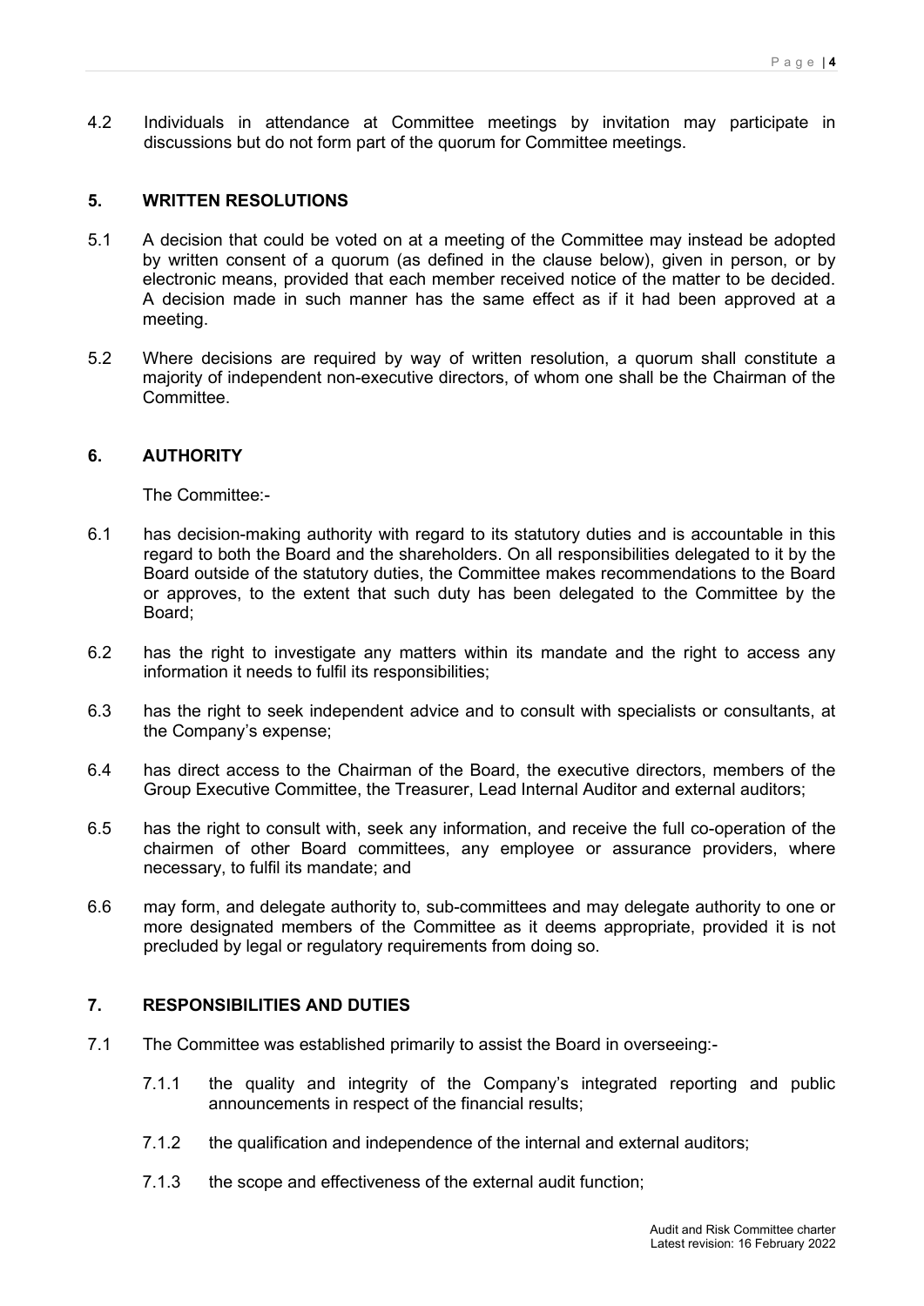4.2 Individuals in attendance at Committee meetings by invitation may participate in discussions but do not form part of the quorum for Committee meetings.

## 5. WRITTEN RESOLUTIONS

5.1 A decision that could be voted on at a meeting of the Committee may instead be adopted by written consent of a quorum (as defined in the clause below), given in person, or by electronic means, provided that each member received notice of the matter to be decided. A decision made in such manner has the same effect as if it had been approved at a meeting.

5.2 Where decisions are required by way of written resolution, a quorum shall constitute a majority of independent non-executive directors, of whom one shall be the Chairman of the Committee.

## 6. AUTHORITY

The Committee:-

6.1 has decision-making authority with regard to its statutory duties and is accountable in this regard to both the Board and the shareholders. On all responsibilities delegated to it by the Board outside of the statutory duties, the Committee makes recommendations to the Board or approves, to the extent that such duty has been delegated to the Committee by the Board;

6.2 has the right to investigate any matters within its mandate and the right to access any information it needs to fulfil its responsibilities;

6.3 has the right to seek independent advice and to consult with specialists or consultants, at the Company's expense;

6.4 has direct access to the Chairman of the Board, the executive directors, members of the Group Executive Committee, the Treasurer, Lead Internal Auditor and external auditors;

6.5 has the right to consult with, seek any information, and receive the full co-operation of the chairmen of other Board committees, any employee or assurance providers, where necessary, to fulfil its mandate; and

6.6 may form, and delegate authority to, sub-committees and may delegate authority to one or more designated members of the Committee as it deems appropriate, provided it is not precluded by legal or regulatory requirements from doing so.

## 7. RESPONSIBILITIES AND DUTIES

7.1 The Committee was established primarily to assist the Board in overseeing:-

7.1.1 the quality and integrity of the Company's integrated reporting and public announcements in respect of the financial results;

7.1.2 the qualification and independence of the internal and external auditors;

7.1.3 the scope and effectiveness of the external audit function;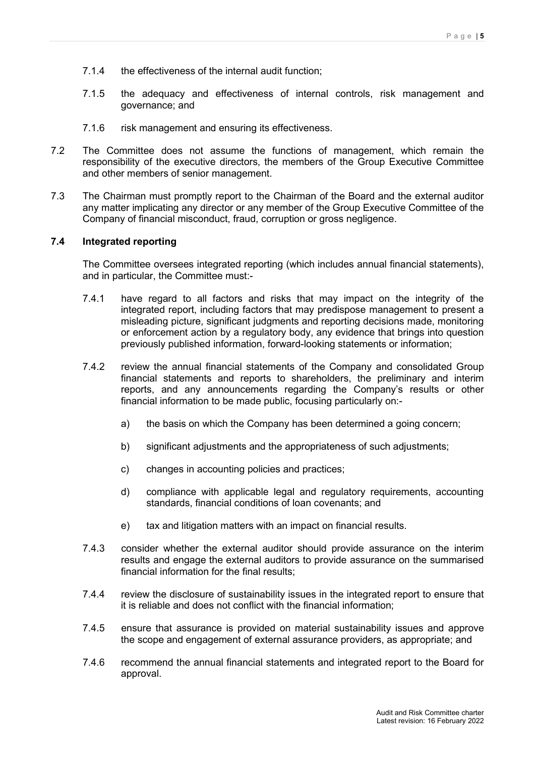7.1.4 the effectiveness of the internal audit function;

7.1.5 the adequacy and effectiveness of internal controls, risk management and governance; and

7.1.6 risk management and ensuring its effectiveness.

7.2 The Committee does not assume the functions of management, which remain the responsibility of the executive directors, the members of the Group Executive Committee and other members of senior management.

7.3 The Chairman must promptly report to the Chairman of the Board and the external auditor any matter implicating any director or any member of the Group Executive Committee of the Company of financial misconduct, fraud, corruption or gross negligence.

### 7.4 Integrated reporting

The Committee oversees integrated reporting (which includes annual financial statements), and in particular, the Committee must:-

7.4.1 have regard to all factors and risks that may impact on the integrity of the integrated report, including factors that may predispose management to present a misleading picture, significant judgments and reporting decisions made, monitoring or enforcement action by a regulatory body, any evidence that brings into question previously published information, forward-looking statements or information;

7.4.2 review the annual financial statements of the Company and consolidated Group financial statements and reports to shareholders, the preliminary and interim reports, and any announcements regarding the Company's results or other financial information to be made public, focusing particularly on:-

a) the basis on which the Company has been determined a going concern;

b) significant adjustments and the appropriateness of such adjustments;

c) changes in accounting policies and practices;

d) compliance with applicable legal and regulatory requirements, accounting standards, financial conditions of loan covenants; and

e) tax and litigation matters with an impact on financial results.

7.4.3 consider whether the external auditor should provide assurance on the interim results and engage the external auditors to provide assurance on the summarised financial information for the final results;

7.4.4 review the disclosure of sustainability issues in the integrated report to ensure that it is reliable and does not conflict with the financial information;

7.4.5 ensure that assurance is provided on material sustainability issues and approve the scope and engagement of external assurance providers, as appropriate; and

7.4.6 recommend the annual financial statements and integrated report to the Board for approval.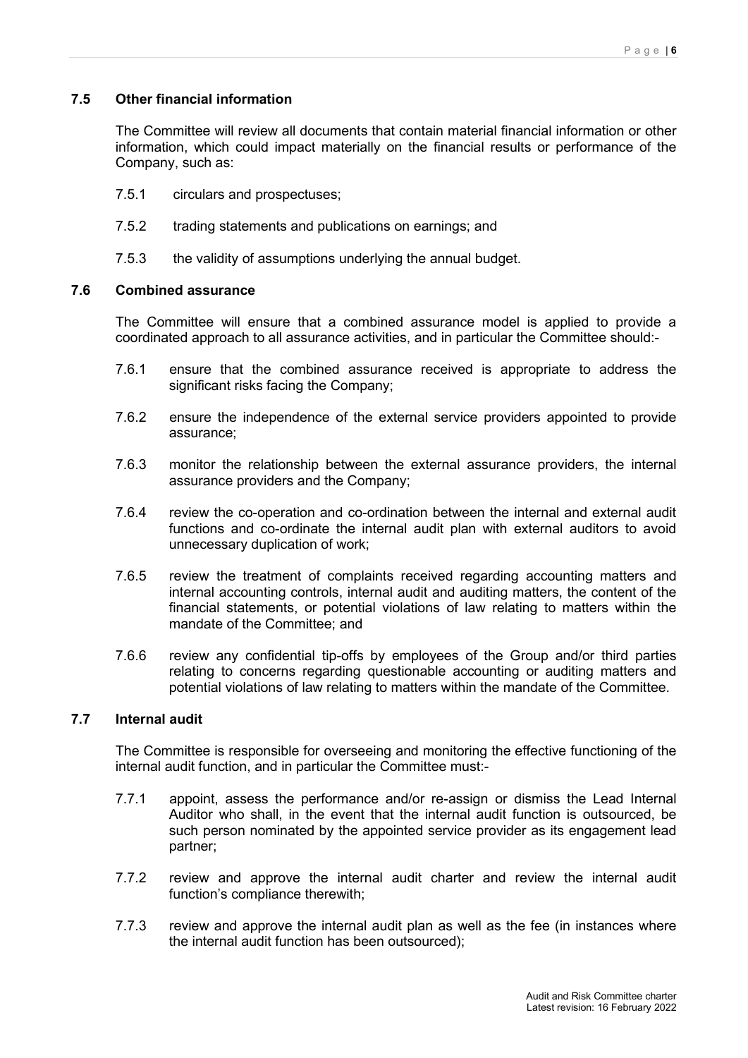### 7.5 Other financial information

The Committee will review all documents that contain material financial information or other information, which could impact materially on the financial results or performance of the Company, such as:

7.5.1 circulars and prospectuses;

7.5.2 trading statements and publications on earnings; and

7.5.3 the validity of assumptions underlying the annual budget.

### 7.6 Combined assurance

The Committee will ensure that a combined assurance model is applied to provide a coordinated approach to all assurance activities, and in particular the Committee should:-

7.6.1 ensure that the combined assurance received is appropriate to address the significant risks facing the Company;

7.6.2 ensure the independence of the external service providers appointed to provide assurance;

7.6.3 monitor the relationship between the external assurance providers, the internal assurance providers and the Company;

7.6.4 review the co-operation and co-ordination between the internal and external audit functions and co-ordinate the internal audit plan with external auditors to avoid unnecessary duplication of work;

7.6.5 review the treatment of complaints received regarding accounting matters and internal accounting controls, internal audit and auditing matters, the content of the financial statements, or potential violations of law relating to matters within the mandate of the Committee; and

7.6.6 review any confidential tip-offs by employees of the Group and/or third parties relating to concerns regarding questionable accounting or auditing matters and potential violations of law relating to matters within the mandate of the Committee.

### 7.7 Internal audit

The Committee is responsible for overseeing and monitoring the effective functioning of the internal audit function, and in particular the Committee must:-

7.7.1 appoint, assess the performance and/or re-assign or dismiss the Lead Internal Auditor who shall, in the event that the internal audit function is outsourced, be such person nominated by the appointed service provider as its engagement lead partner;

7.7.2 review and approve the internal audit charter and review the internal audit function's compliance therewith;

7.7.3 review and approve the internal audit plan as well as the fee (in instances where the internal audit function has been outsourced);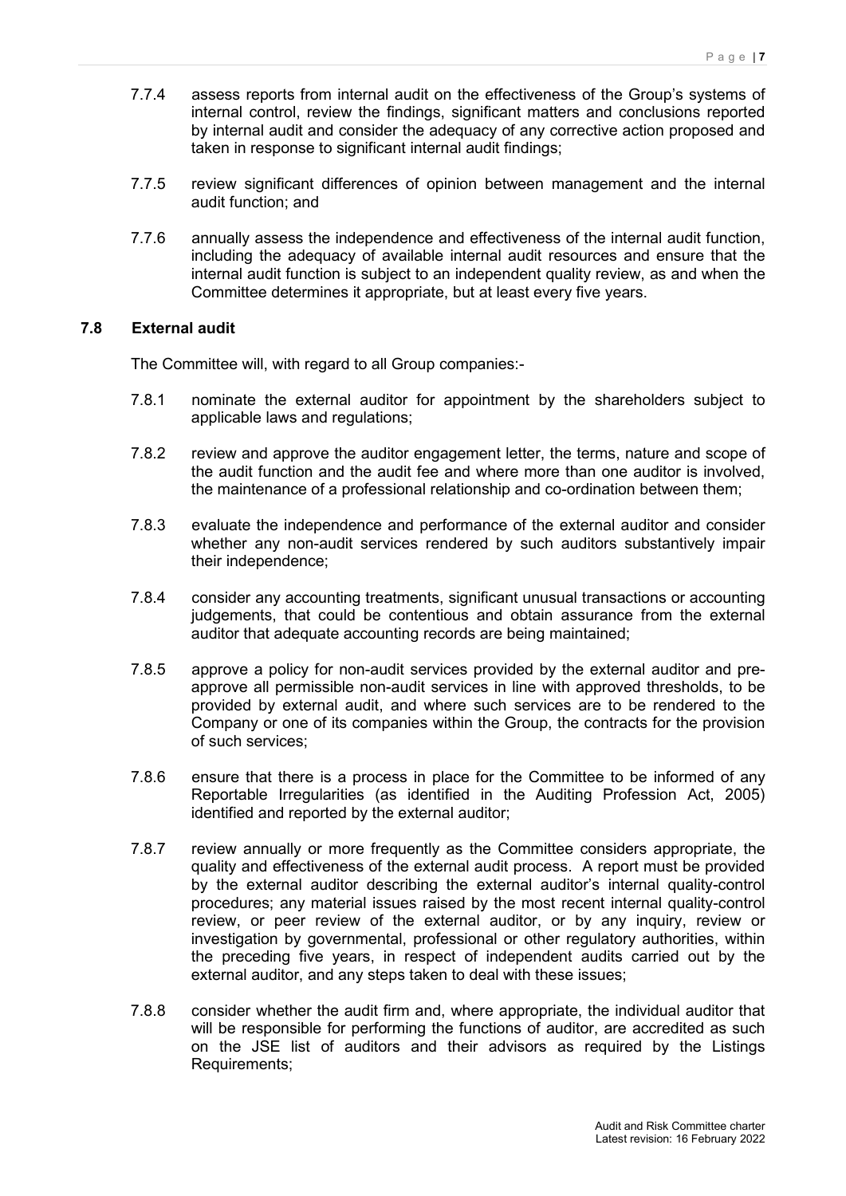7.7.4 assess reports from internal audit on the effectiveness of the Group's systems of internal control, review the findings, significant matters and conclusions reported by internal audit and consider the adequacy of any corrective action proposed and taken in response to significant internal audit findings;

7.7.5 review significant differences of opinion between management and the internal audit function; and

7.7.6 annually assess the independence and effectiveness of the internal audit function, including the adequacy of available internal audit resources and ensure that the internal audit function is subject to an independent quality review, as and when the Committee determines it appropriate, but at least every five years.

### 7.8 External audit

The Committee will, with regard to all Group companies:-

7.8.1 nominate the external auditor for appointment by the shareholders subject to applicable laws and regulations;

7.8.2 review and approve the auditor engagement letter, the terms, nature and scope of the audit function and the audit fee and where more than one auditor is involved, the maintenance of a professional relationship and co-ordination between them;

7.8.3 evaluate the independence and performance of the external auditor and consider whether any non-audit services rendered by such auditors substantively impair their independence;

7.8.4 consider any accounting treatments, significant unusual transactions or accounting judgements, that could be contentious and obtain assurance from the external auditor that adequate accounting records are being maintained;

7.8.5 approve a policy for non-audit services provided by the external auditor and pre-approve all permissible non-audit services in line with approved thresholds, to be provided by external audit, and where such services are to be rendered to the Company or one of its companies within the Group, the contracts for the provision of such services;

7.8.6 ensure that there is a process in place for the Committee to be informed of any Reportable Irregularities (as identified in the Auditing Profession Act, 2005) identified and reported by the external auditor;

7.8.7 review annually or more frequently as the Committee considers appropriate, the quality and effectiveness of the external audit process. A report must be provided by the external auditor describing the external auditor's internal quality-control procedures; any material issues raised by the most recent internal quality-control review, or peer review of the external auditor, or by any inquiry, review or investigation by governmental, professional or other regulatory authorities, within the preceding five years, in respect of independent audits carried out by the external auditor, and any steps taken to deal with these issues;

7.8.8 consider whether the audit firm and, where appropriate, the individual auditor that will be responsible for performing the functions of auditor, are accredited as such on the JSE list of auditors and their advisors as required by the Listings Requirements;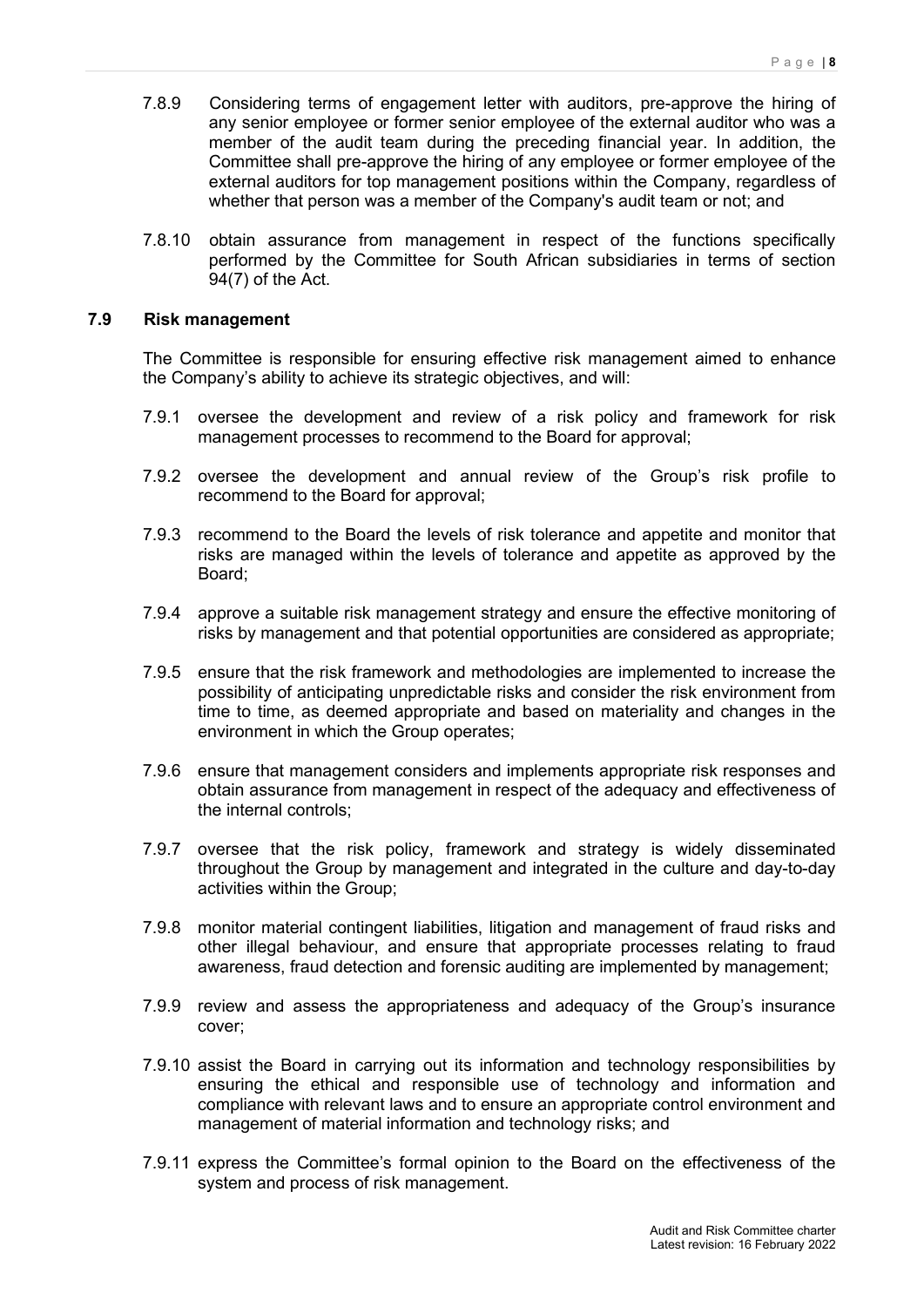7.8.9 Considering terms of engagement letter with auditors, pre-approve the hiring of any senior employee or former senior employee of the external auditor who was a member of the audit team during the preceding financial year. In addition, the Committee shall pre-approve the hiring of any employee or former employee of the external auditors for top management positions within the Company, regardless of whether that person was a member of the Company's audit team or not; and

7.8.10 obtain assurance from management in respect of the functions specifically performed by the Committee for South African subsidiaries in terms of section 94(7) of the Act.

**7.9 Risk management**

The Committee is responsible for ensuring effective risk management aimed to enhance the Company's ability to achieve its strategic objectives, and will:

7.9.1 oversee the development and review of a risk policy and framework for risk management processes to recommend to the Board for approval;

7.9.2 oversee the development and annual review of the Group's risk profile to recommend to the Board for approval;

7.9.3 recommend to the Board the levels of risk tolerance and appetite and monitor that risks are managed within the levels of tolerance and appetite as approved by the Board;

7.9.4 approve a suitable risk management strategy and ensure the effective monitoring of risks by management and that potential opportunities are considered as appropriate;

7.9.5 ensure that the risk framework and methodologies are implemented to increase the possibility of anticipating unpredictable risks and consider the risk environment from time to time, as deemed appropriate and based on materiality and changes in the environment in which the Group operates;

7.9.6 ensure that management considers and implements appropriate risk responses and obtain assurance from management in respect of the adequacy and effectiveness of the internal controls;

7.9.7 oversee that the risk policy, framework and strategy is widely disseminated throughout the Group by management and integrated in the culture and day-to-day activities within the Group;

7.9.8 monitor material contingent liabilities, litigation and management of fraud risks and other illegal behaviour, and ensure that appropriate processes relating to fraud awareness, fraud detection and forensic auditing are implemented by management;

7.9.9 review and assess the appropriateness and adequacy of the Group's insurance cover;

7.9.10 assist the Board in carrying out its information and technology responsibilities by ensuring the ethical and responsible use of technology and information and compliance with relevant laws and to ensure an appropriate control environment and management of material information and technology risks; and

7.9.11 express the Committee's formal opinion to the Board on the effectiveness of the system and process of risk management.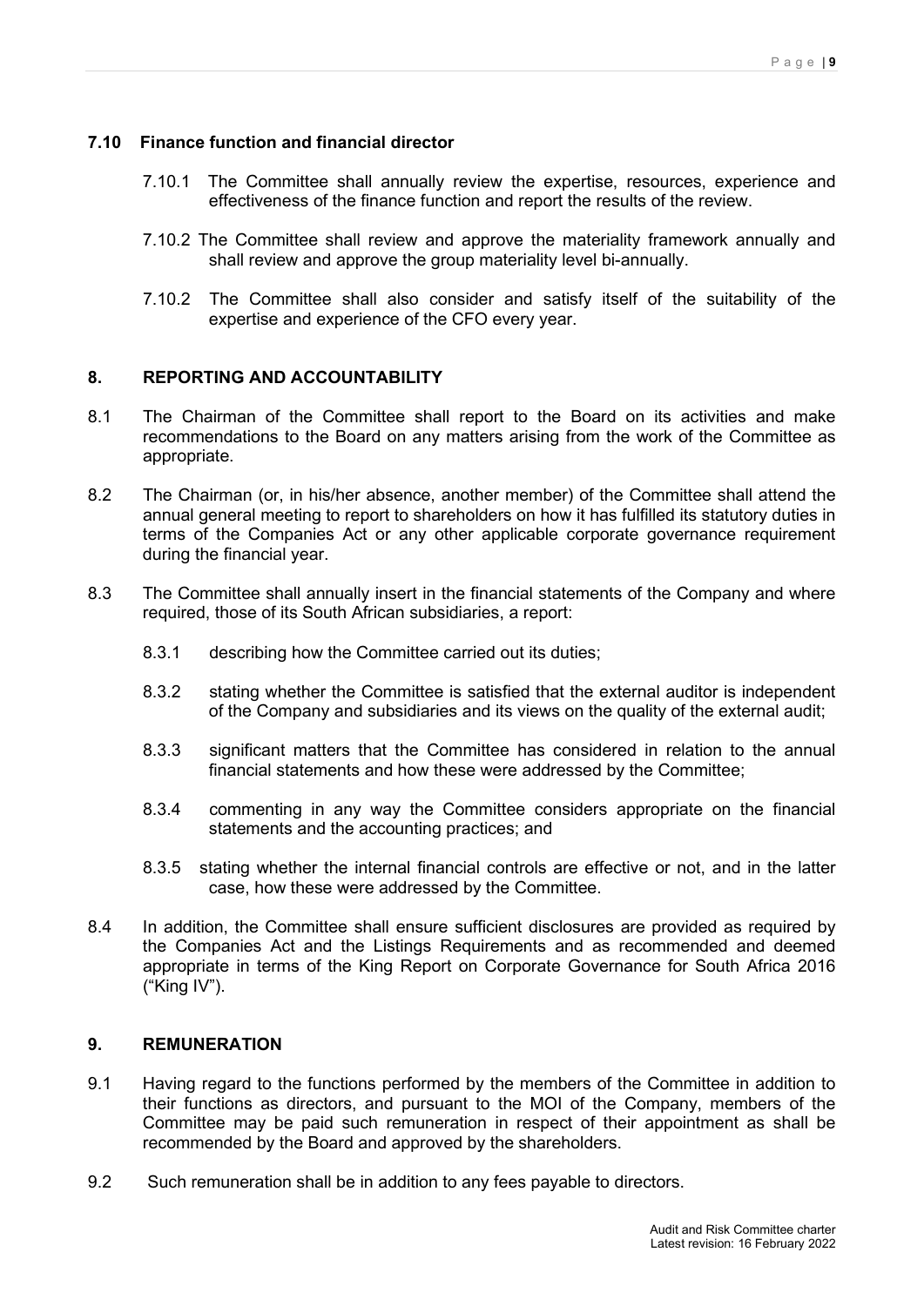### 7.10 Finance function and financial director

7.10.1 The Committee shall annually review the expertise, resources, experience and effectiveness of the finance function and report the results of the review.

7.10.2 The Committee shall review and approve the materiality framework annually and shall review and approve the group materiality level bi-annually.

7.10.2 The Committee shall also consider and satisfy itself of the suitability of the expertise and experience of the CFO every year.

## 8. REPORTING AND ACCOUNTABILITY

8.1 The Chairman of the Committee shall report to the Board on its activities and make recommendations to the Board on any matters arising from the work of the Committee as appropriate.

8.2 The Chairman (or, in his/her absence, another member) of the Committee shall attend the annual general meeting to report to shareholders on how it has fulfilled its statutory duties in terms of the Companies Act or any other applicable corporate governance requirement during the financial year.

8.3 The Committee shall annually insert in the financial statements of the Company and where required, those of its South African subsidiaries, a report:

8.3.1 describing how the Committee carried out its duties;

8.3.2 stating whether the Committee is satisfied that the external auditor is independent of the Company and subsidiaries and its views on the quality of the external audit;

8.3.3 significant matters that the Committee has considered in relation to the annual financial statements and how these were addressed by the Committee;

8.3.4 commenting in any way the Committee considers appropriate on the financial statements and the accounting practices; and

8.3.5 stating whether the internal financial controls are effective or not, and in the latter case, how these were addressed by the Committee.

8.4 In addition, the Committee shall ensure sufficient disclosures are provided as required by the Companies Act and the Listings Requirements and as recommended and deemed appropriate in terms of the King Report on Corporate Governance for South Africa 2016 ("King IV").

## 9. REMUNERATION

9.1 Having regard to the functions performed by the members of the Committee in addition to their functions as directors, and pursuant to the MOI of the Company, members of the Committee may be paid such remuneration in respect of their appointment as shall be recommended by the Board and approved by the shareholders.

9.2 Such remuneration shall be in addition to any fees payable to directors.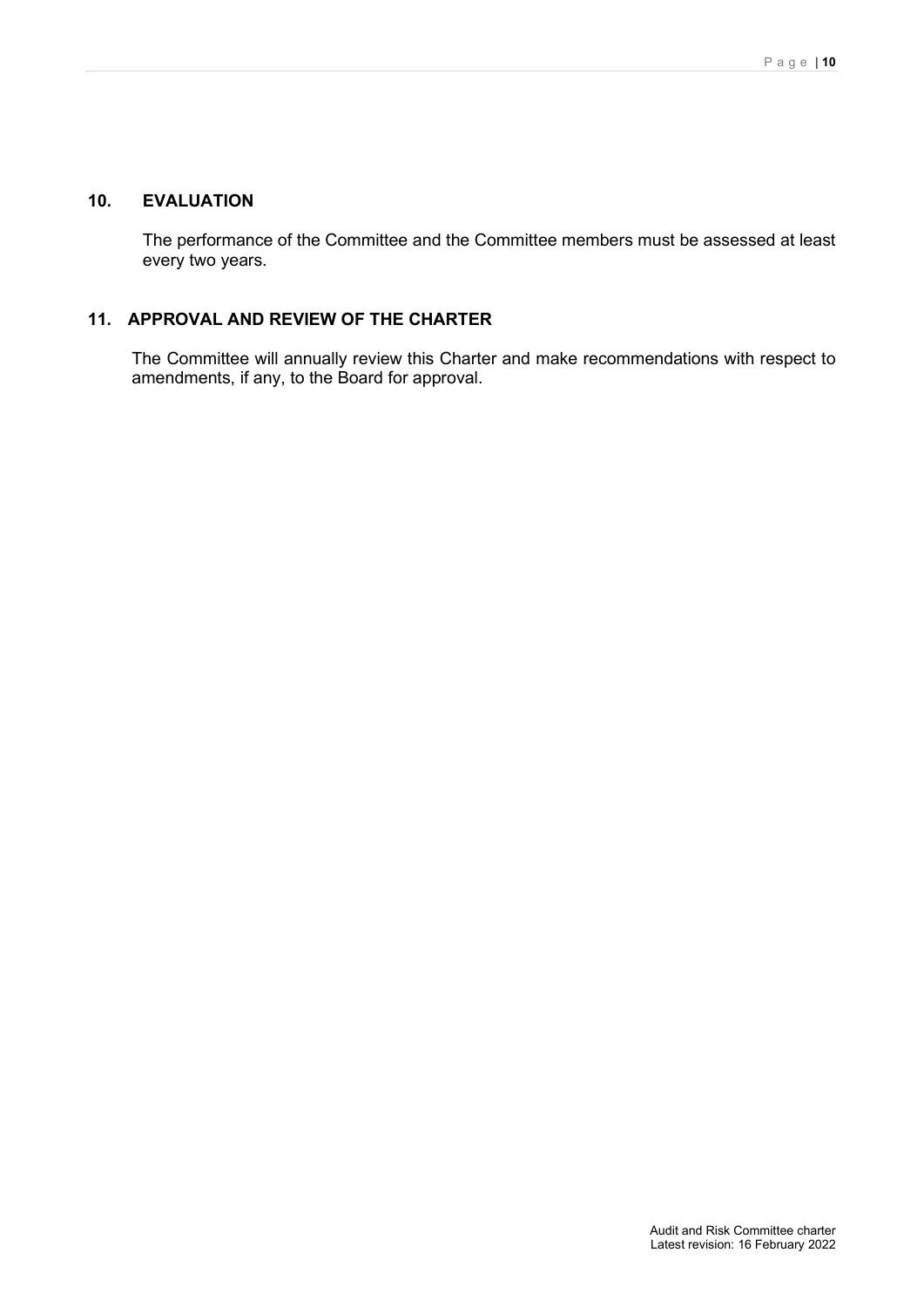## 10. EVALUATION

The performance of the Committee and the Committee members must be assessed at least every two years.

## 11. APPROVAL AND REVIEW OF THE CHARTER

The Committee will annually review this Charter and make recommendations with respect to amendments, if any, to the Board for approval.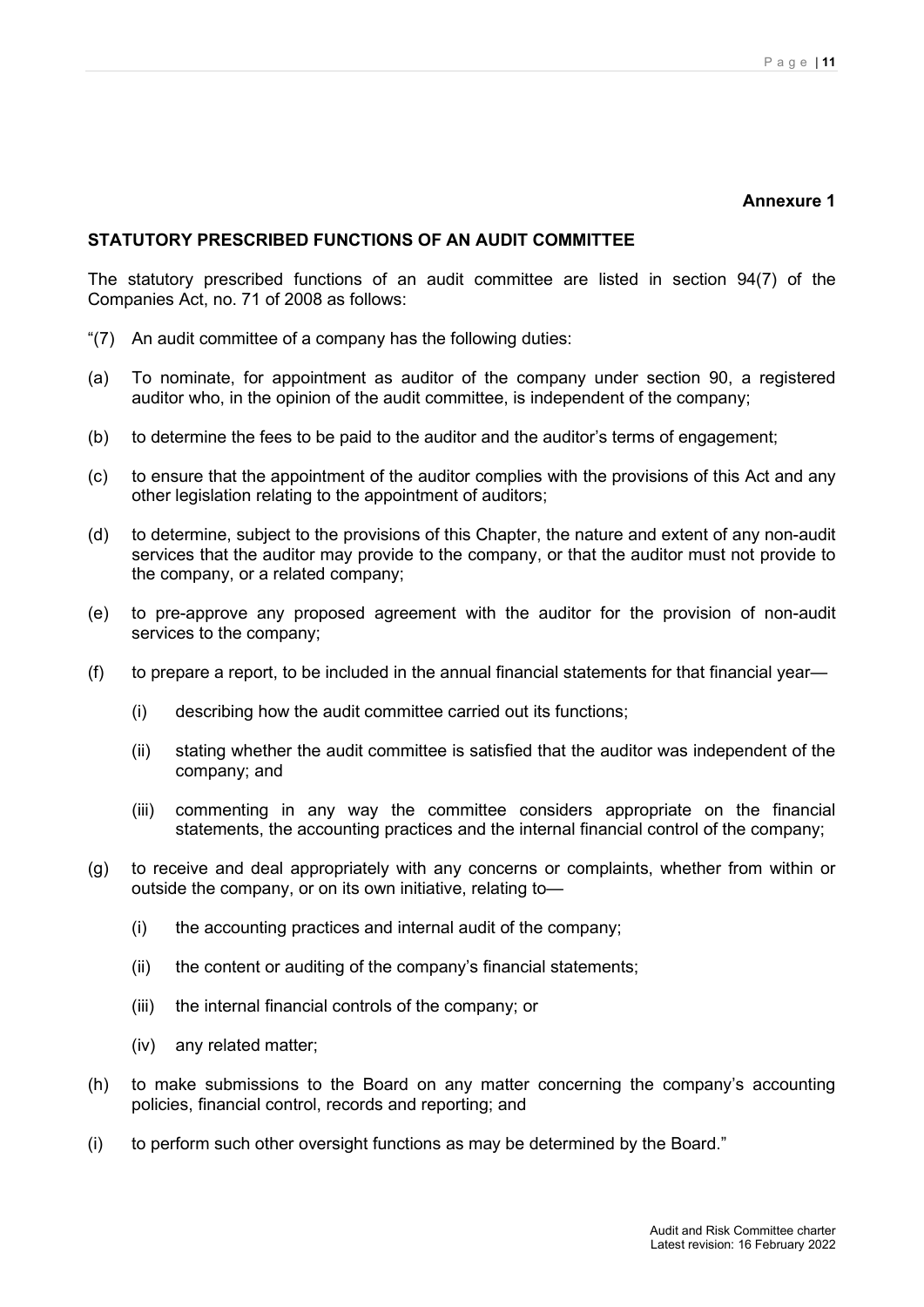**Annexure 1**

## STATUTORY PRESCRIBED FUNCTIONS OF AN AUDIT COMMITTEE

The statutory prescribed functions of an audit committee are listed in section 94(7) of the Companies Act, no. 71 of 2008 as follows:

"(7) An audit committee of a company has the following duties:

(a) To nominate, for appointment as auditor of the company under section 90, a registered auditor who, in the opinion of the audit committee, is independent of the company;

(b) to determine the fees to be paid to the auditor and the auditor's terms of engagement;

(c) to ensure that the appointment of the auditor complies with the provisions of this Act and any other legislation relating to the appointment of auditors;

(d) to determine, subject to the provisions of this Chapter, the nature and extent of any non-audit services that the auditor may provide to the company, or that the auditor must not provide to the company, or a related company;

(e) to pre-approve any proposed agreement with the auditor for the provision of non-audit services to the company;

(f) to prepare a report, to be included in the annual financial statements for that financial year—

 (i) describing how the audit committee carried out its functions;

 (ii) stating whether the audit committee is satisfied that the auditor was independent of the company; and

 (iii) commenting in any way the committee considers appropriate on the financial statements, the accounting practices and the internal financial control of the company;

(g) to receive and deal appropriately with any concerns or complaints, whether from within or outside the company, or on its own initiative, relating to—

 (i) the accounting practices and internal audit of the company;

 (ii) the content or auditing of the company's financial statements;

 (iii) the internal financial controls of the company; or

 (iv) any related matter;

(h) to make submissions to the Board on any matter concerning the company's accounting policies, financial control, records and reporting; and

(i) to perform such other oversight functions as may be determined by the Board."